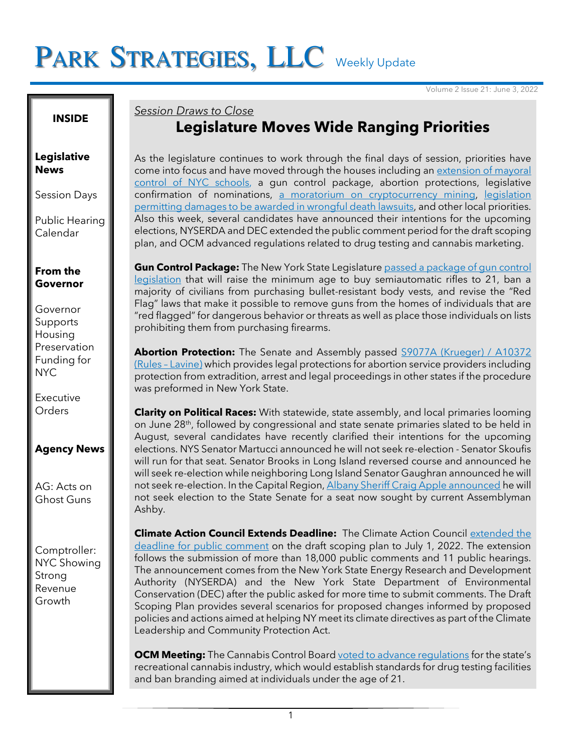# PARK STRATEGIES, LLC Weekly Update

Volume 2 Issue 21: June 3, 2022

**INSIDE**

**Legislative News**

Session Days

Public Hearing Calendar

**From the Governor**

Governor Supports Housing Preservation Funding for NYC

Executive Orders

**Agency News**

AG: Acts on Ghost Guns

Comptroller: NYC Showing Strong Revenue Growth

*Session Draws to Close*

## Legislature Moves Wide Ranging Priorities

As the legislature continues to work through the final days of session, priorities have come into focus and have moved through the houses including an extension of mayoral control of NYC schools, a gun control package, abortion protections, legislative confirmation of nominations, a moratorium on cryptocurrency mining, legislation permitting damages to be awarded in wrongful death lawsuits, and other local priorities. Also this week, several candidates have announced their intentions for the upcoming elections, NYSERDA and DEC extended the public comment period for the draft scoping plan, and OCM advanced regulations related to drug testing and cannabis marketing.

**Gun Control Package:** The New York State Legislature passed a package of gun control legislation that will raise the minimum age to buy semiautomatic rifles to 21, ban a majority of civilians from purchasing bullet-resistant body vests, and revise the "Red Flag" laws that make it possible to remove guns from the homes of individuals that are "red flagged" for dangerous behavior or threats as well as place those individuals on lists prohibiting them from purchasing firearms.

**Abortion Protection:** The Senate and Assembly passed S9077A (Krueger) / A10372 (Rules – Lavine) which provides legal protections for abortion service providers including protection from extradition, arrest and legal proceedings in other states if the procedure was preformed in New York State.

**Clarity on Political Races:** With statewide, state assembly, and local primaries looming on June 28th, followed by congressional and state senate primaries slated to be held in August, several candidates have recently clarified their intentions for the upcoming elections. NYS Senator Martucci announced he will not seek re-election - Senator Skoufis will run for that seat. Senator Brooks in Long Island reversed course and announced he will seek re-election while neighboring Long Island Senator Gaughran announced he will not seek re-election. In the Capital Region, Albany Sheriff Craig Apple announced he will not seek election to the State Senate for a seat now sought by current Assemblyman Ashby.

**Climate Action Council Extends Deadline:** The Climate Action Council extended the deadline for public comment on the draft scoping plan to July 1, 2022. The extension follows the submission of more than 18,000 public comments and 11 public hearings. The announcement comes from the New York State Energy Research and Development Authority (NYSERDA) and the New York State Department of Environmental Conservation (DEC) after the public asked for more time to submit comments. The Draft Scoping Plan provides several scenarios for proposed changes informed by proposed policies and actions aimed at helping NY meet its climate directives as part of the Climate Leadership and Community Protection Act.

**OCM Meeting:** The Cannabis Control Board voted to advance regulations for the state's recreational cannabis industry, which would establish standards for drug testing facilities and ban branding aimed at individuals under the age of 21.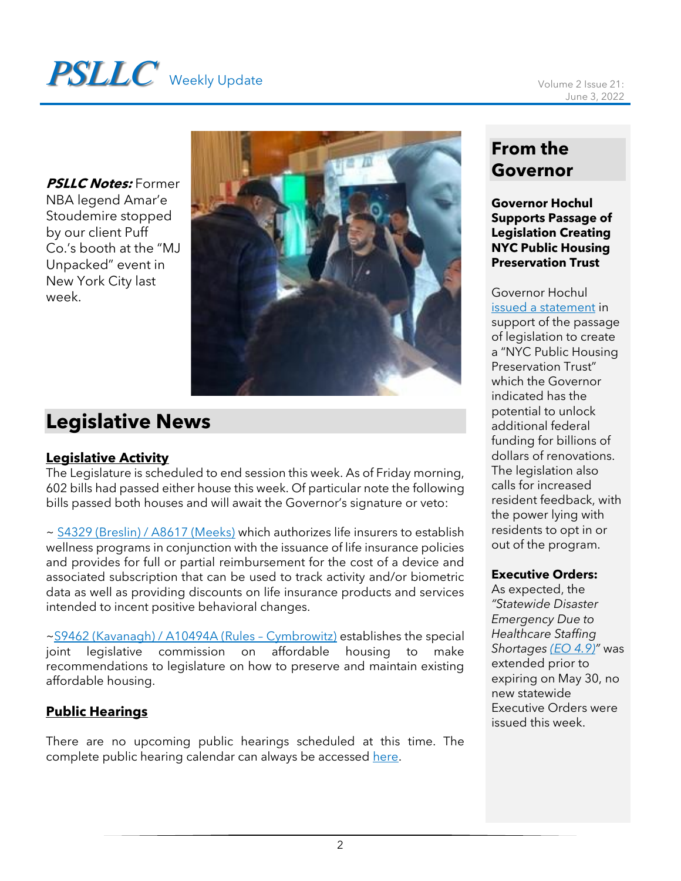***PSLLC Notes:*** Former NBA legend Amar'e Stoudemire stopped by our client Puff Co.'s booth at the "MJ Unpacked" event in New York City last week.

## Legislative News

### Legislative Activity

The Legislature is scheduled to end session this week. As of Friday morning, 602 bills had passed either house this week. Of particular note the following bills passed both houses and will await the Governor's signature or veto:

~ S4329 (Breslin) / A8617 (Meeks) which authorizes life insurers to establish wellness programs in conjunction with the issuance of life insurance policies and provides for full or partial reimbursement for the cost of a device and associated subscription that can be used to track activity and/or biometric data as well as providing discounts on life insurance products and services intended to incent positive behavioral changes.

~S9462 (Kavanagh) / A10494A (Rules – Cymbrowitz) establishes the special joint legislative commission on affordable housing to make recommendations to legislature on how to preserve and maintain existing affordable housing.

### Public Hearings

There are no upcoming public hearings scheduled at this time. The complete public hearing calendar can always be accessed here.

## From the Governor

**Governor Hochul Supports Passage of Legislation Creating NYC Public Housing Preservation Trust**

Governor Hochul issued a statement in support of the passage of legislation to create a "NYC Public Housing Preservation Trust" which the Governor indicated has the potential to unlock additional federal funding for billions of dollars of renovations. The legislation also calls for increased resident feedback, with the power lying with residents to opt in or out of the program.

**Executive Orders:**
As expected, the *"Statewide Disaster Emergency Due to Healthcare Staffing Shortages (EO 4.9)"* was extended prior to expiring on May 30, no new statewide Executive Orders were issued this week.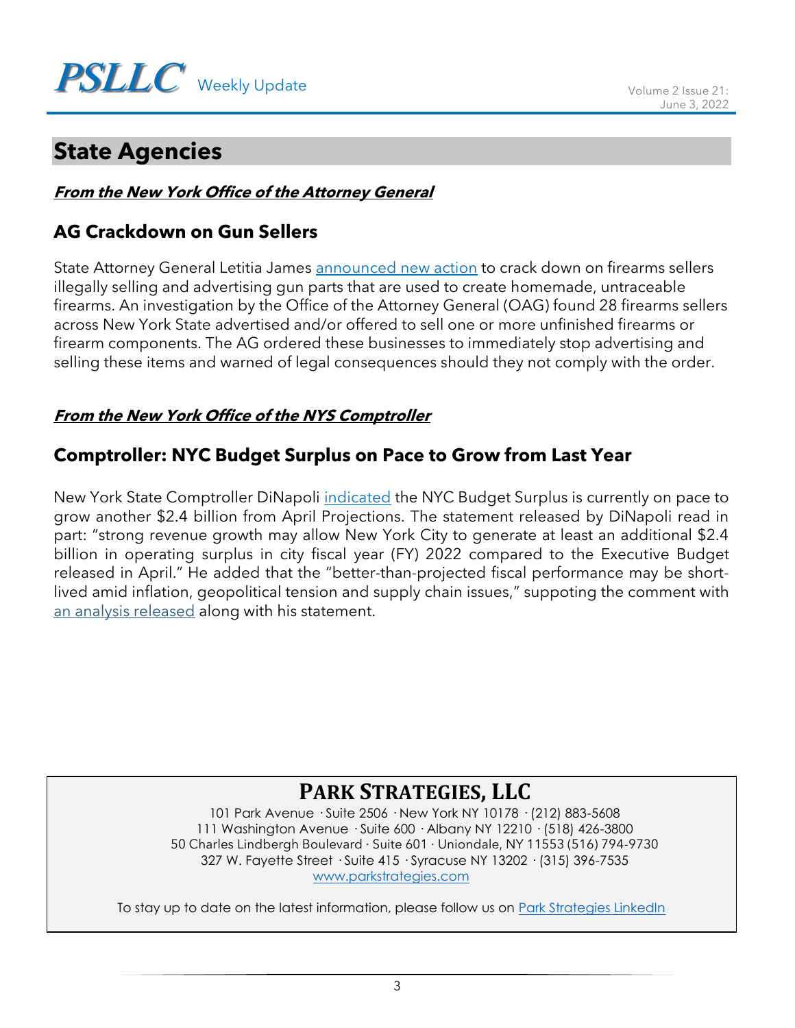# State Agencies

***From the New York Office of the Attorney General***

## AG Crackdown on Gun Sellers

State Attorney General Letitia James announced new action to crack down on firearms sellers illegally selling and advertising gun parts that are used to create homemade, untraceable firearms. An investigation by the Office of the Attorney General (OAG) found 28 firearms sellers across New York State advertised and/or offered to sell one or more unfinished firearms or firearm components. The AG ordered these businesses to immediately stop advertising and selling these items and warned of legal consequences should they not comply with the order.

***From the New York Office of the NYS Comptroller***

## Comptroller: NYC Budget Surplus on Pace to Grow from Last Year

New York State Comptroller DiNapoli indicated the NYC Budget Surplus is currently on pace to grow another $2.4 billion from April Projections. The statement released by DiNapoli read in part: "strong revenue growth may allow New York City to generate at least an additional $2.4 billion in operating surplus in city fiscal year (FY) 2022 compared to the Executive Budget released in April." He added that the "better-than-projected fiscal performance may be short-lived amid inflation, geopolitical tension and supply chain issues," suppoting the comment with an analysis released along with his statement.

**PARK STRATEGIES, LLC**

101 Park Avenue · Suite 2506 · New York NY 10178 · (212) 883-5608
111 Washington Avenue · Suite 600 · Albany NY 12210 · (518) 426-3800
50 Charles Lindbergh Boulevard · Suite 601 · Uniondale, NY 11553 (516) 794-9730
327 W. Fayette Street · Suite 415 · Syracuse NY 13202 · (315) 396-7535
www.parkstrategies.com

To stay up to date on the latest information, please follow us on Park Strategies LinkedIn